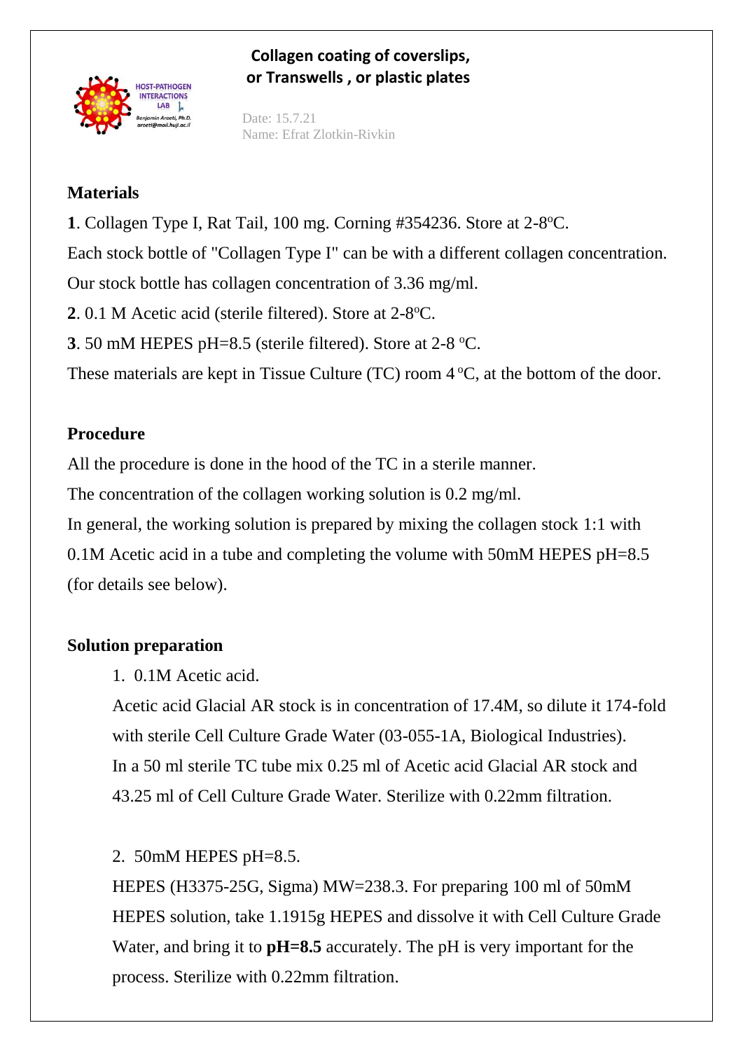# Collagen coating of coverslips, or Transwells , or plastic plates

HOST-PATHOGEN INTERACTIONS LAB
Benjamin Aroeti, Ph.D.
aroeti@mail.huji.ac.il

Date: 15.7.21
Name: Efrat Zlotkin-Rivkin

## Materials

**1**. Collagen Type I, Rat Tail, 100 mg. Corning #354236. Store at 2-8$^o$C.

Each stock bottle of "Collagen Type I" can be with a different collagen concentration. Our stock bottle has collagen concentration of 3.36 mg/ml.

**2**. 0.1 M Acetic acid (sterile filtered). Store at 2-8$^o$C.

**3**. 50 mM HEPES pH=8.5 (sterile filtered). Store at 2-8 $^o$C.

These materials are kept in Tissue Culture (TC) room 4 $^o$C, at the bottom of the door.

## Procedure

All the procedure is done in the hood of the TC in a sterile manner.

The concentration of the collagen working solution is 0.2 mg/ml.

In general, the working solution is prepared by mixing the collagen stock 1:1 with 0.1M Acetic acid in a tube and completing the volume with 50mM HEPES pH=8.5 (for details see below).

## Solution preparation

1. 0.1M Acetic acid.

   Acetic acid Glacial AR stock is in concentration of 17.4M, so dilute it 174-fold with sterile Cell Culture Grade Water (03-055-1A, Biological Industries). In a 50 ml sterile TC tube mix 0.25 ml of Acetic acid Glacial AR stock and 43.25 ml of Cell Culture Grade Water. Sterilize with 0.22mm filtration.

2. 50mM HEPES pH=8.5.

   HEPES (H3375-25G, Sigma) MW=238.3. For preparing 100 ml of 50mM HEPES solution, take 1.1915g HEPES and dissolve it with Cell Culture Grade Water, and bring it to **pH=8.5** accurately. The pH is very important for the process. Sterilize with 0.22mm filtration.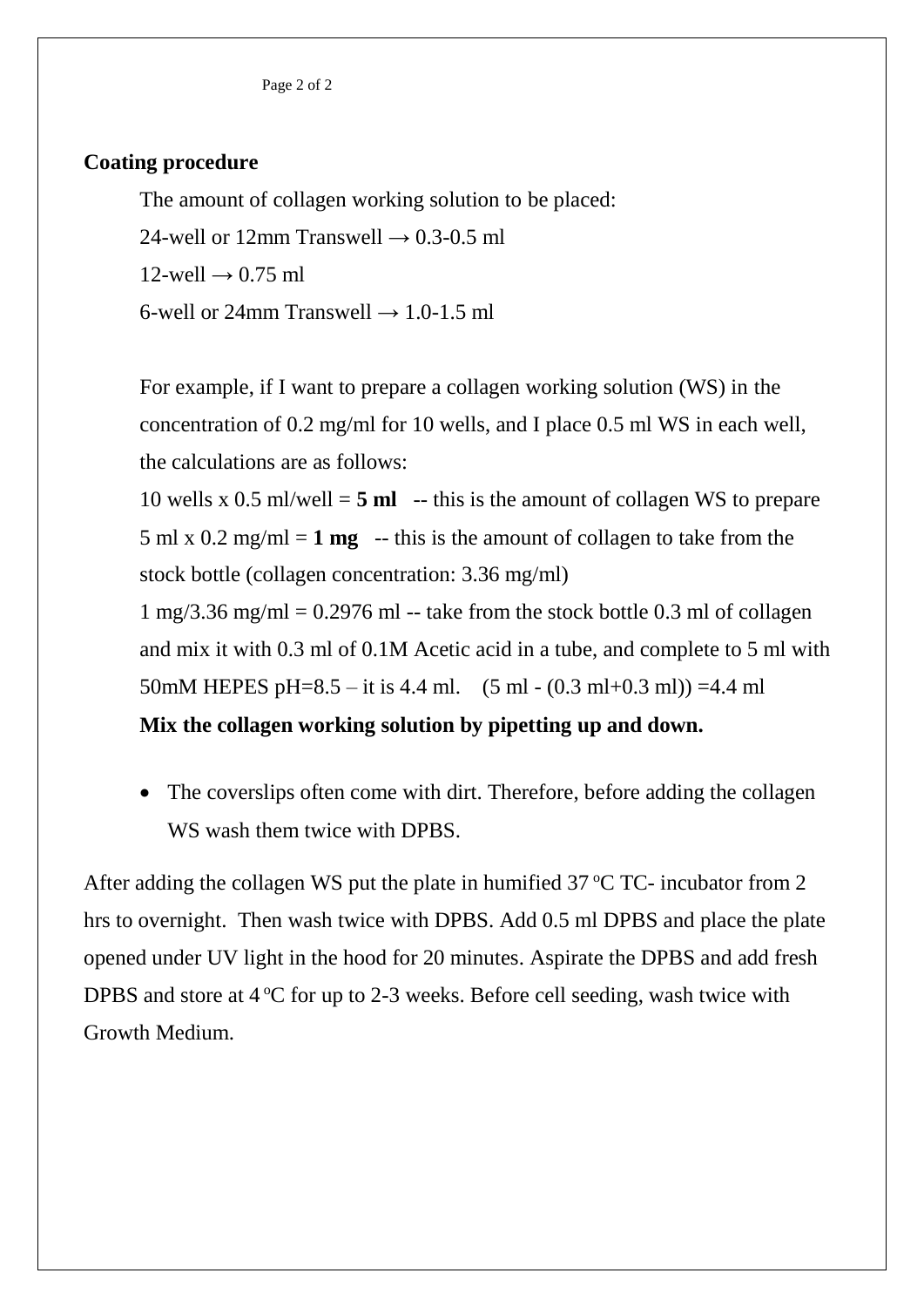**Coating procedure**

The amount of collagen working solution to be placed:

24-well or 12mm Transwell → 0.3-0.5 ml

12-well → 0.75 ml

6-well or 24mm Transwell → 1.0-1.5 ml

For example, if I want to prepare a collagen working solution (WS) in the concentration of 0.2 mg/ml for 10 wells, and I place 0.5 ml WS in each well, the calculations are as follows:

10 wells x 0.5 ml/well = **5 ml** -- this is the amount of collagen WS to prepare

5 ml x 0.2 mg/ml = **1 mg** -- this is the amount of collagen to take from the stock bottle (collagen concentration: 3.36 mg/ml)

1 mg/3.36 mg/ml = 0.2976 ml -- take from the stock bottle 0.3 ml of collagen and mix it with 0.3 ml of 0.1M Acetic acid in a tube, and complete to 5 ml with 50mM HEPES pH=8.5 – it is 4.4 ml. (5 ml - (0.3 ml+0.3 ml)) =4.4 ml

**Mix the collagen working solution by pipetting up and down.**

- The coverslips often come with dirt. Therefore, before adding the collagen WS wash them twice with DPBS.

After adding the collagen WS put the plate in humified 37 $^{o}$C TC- incubator from 2 hrs to overnight. Then wash twice with DPBS. Add 0.5 ml DPBS and place the plate opened under UV light in the hood for 20 minutes. Aspirate the DPBS and add fresh DPBS and store at 4 $^{o}$C for up to 2-3 weeks. Before cell seeding, wash twice with Growth Medium.